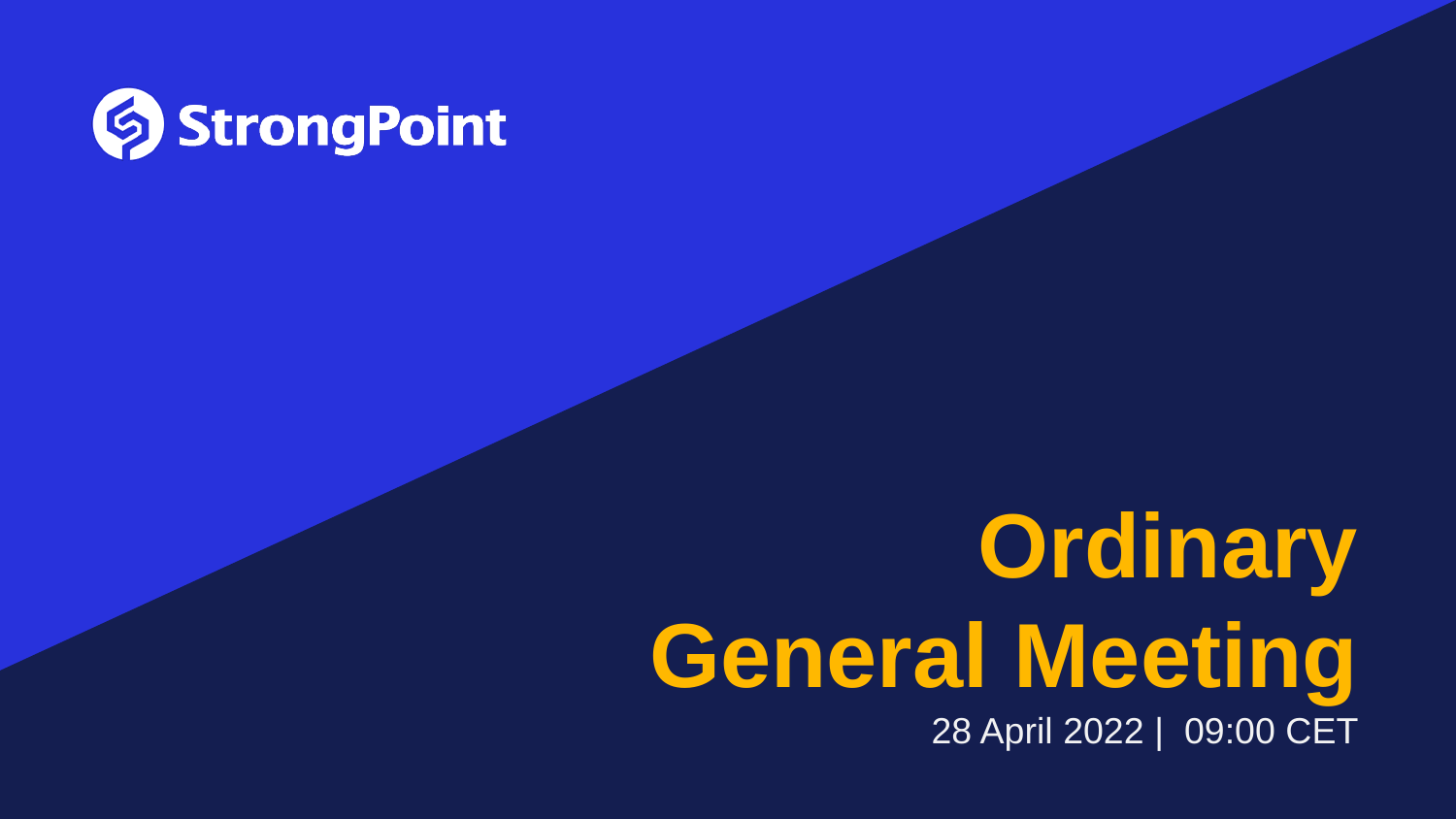StrongPoint

# Ordinary General Meeting

28 April 2022 | 09:00 CET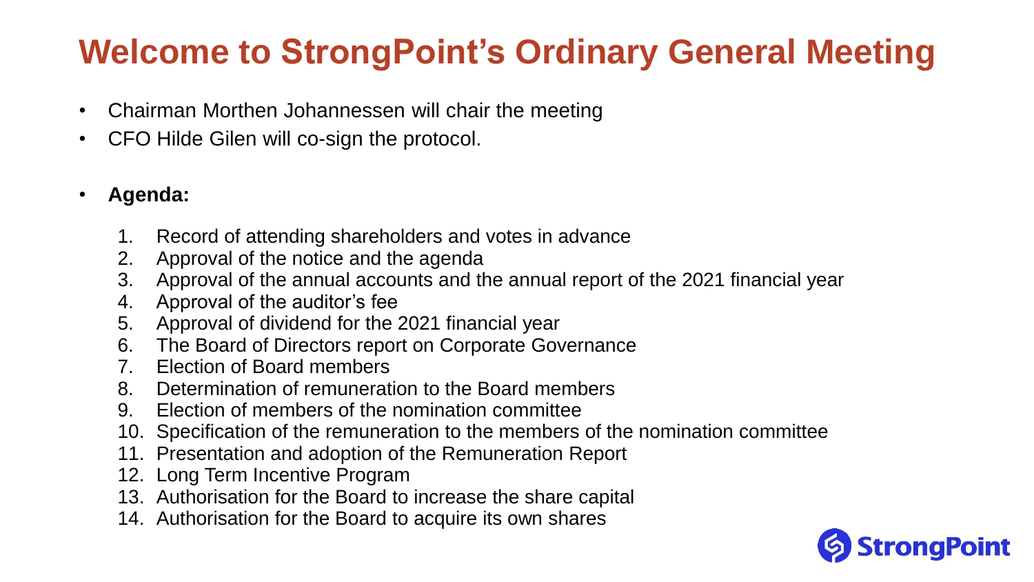# Welcome to StrongPoint's Ordinary General Meeting

- Chairman Morthen Johannessen will chair the meeting
- CFO Hilde Gilen will co-sign the protocol.

- **Agenda:**

  1. Record of attending shareholders and votes in advance
  2. Approval of the notice and the agenda
  3. Approval of the annual accounts and the annual report of the 2021 financial year
  4. Approval of the auditor's fee
  5. Approval of dividend for the 2021 financial year
  6. The Board of Directors report on Corporate Governance
  7. Election of Board members
  8. Determination of remuneration to the Board members
  9. Election of members of the nomination committee
  10. Specification of the remuneration to the members of the nomination committee
  11. Presentation and adoption of the Remuneration Report
  12. Long Term Incentive Program
  13. Authorisation for the Board to increase the share capital
  14. Authorisation for the Board to acquire its own shares

StrongPoint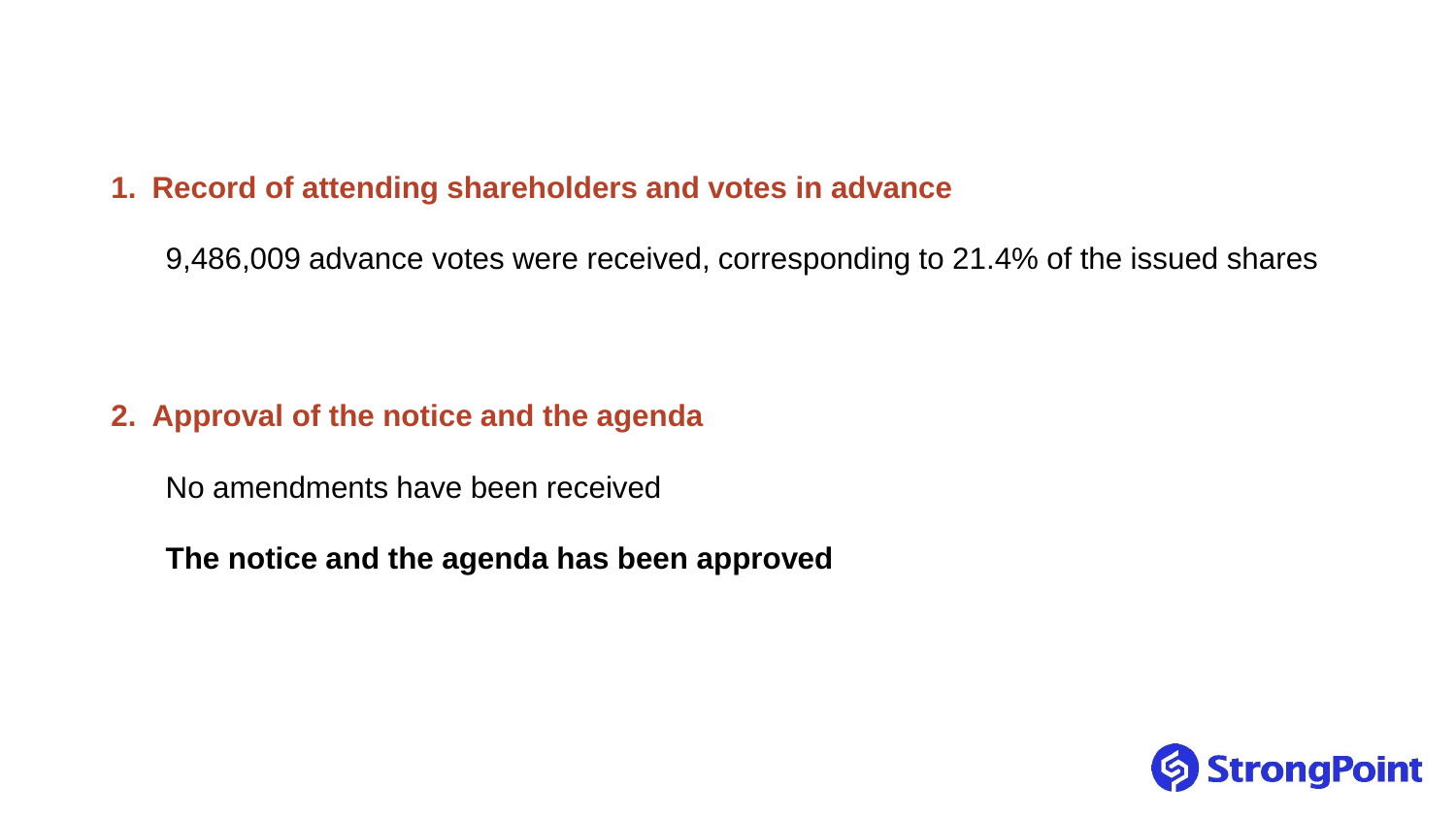## 1. Record of attending shareholders and votes in advance

9,486,009 advance votes were received, corresponding to 21.4% of the issued shares

## 2. Approval of the notice and the agenda

No amendments have been received

**The notice and the agenda has been approved**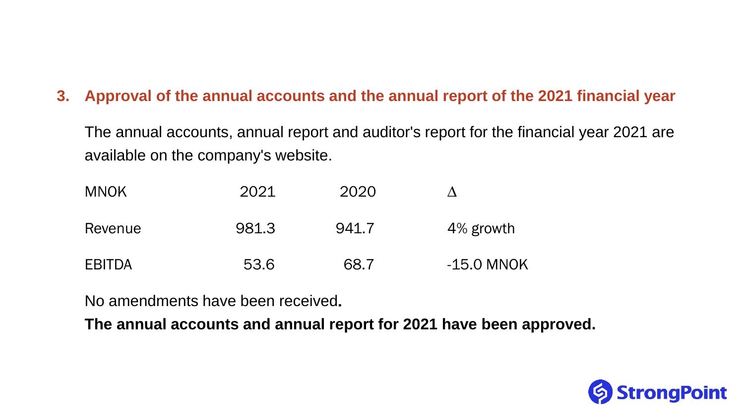## 3. Approval of the annual accounts and the annual report of the 2021 financial year

The annual accounts, annual report and auditor's report for the financial year 2021 are available on the company's website.

| MNOK | 2021 | 2020 | Δ |
|---|---|---|---|
| Revenue | 981.3 | 941.7 | 4% growth |
| EBITDA | 53.6 | 68.7 | -15.0 MNOK |

No amendments have been received.

**The annual accounts and annual report for 2021 have been approved.**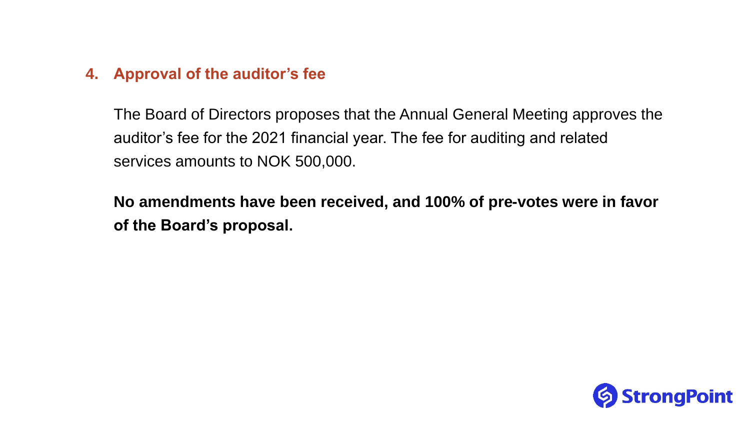## 4. Approval of the auditor's fee

The Board of Directors proposes that the Annual General Meeting approves the auditor's fee for the 2021 financial year. The fee for auditing and related services amounts to NOK 500,000.

**No amendments have been received, and 100% of pre-votes were in favor of the Board's proposal.**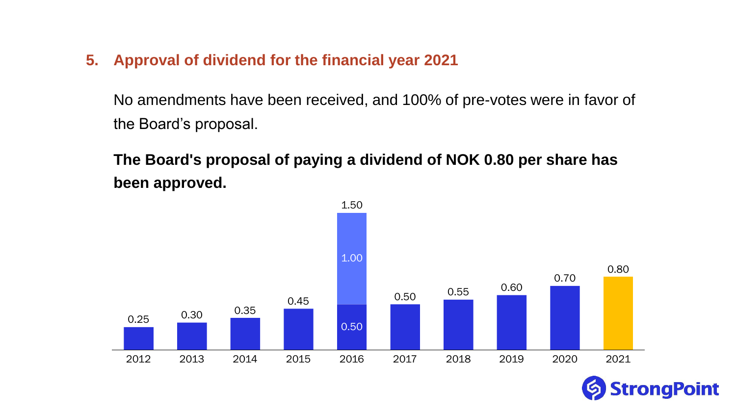## 5. Approval of dividend for the financial year 2021

No amendments have been received, and 100% of pre-votes were in favor of the Board's proposal.

**The Board's proposal of paying a dividend of NOK 0.80 per share has been approved.**

| Year | Dividend (NOK per share) |
|---|---|
| 2012 | 0.25 |
| 2013 | 0.30 |
| 2014 | 0.35 |
| 2015 | 0.45 |
| 2016 | 1.50 (0.50 + 1.00) |
| 2017 | 0.50 |
| 2018 | 0.55 |
| 2019 | 0.60 |
| 2020 | 0.70 |
| 2021 | 0.80 |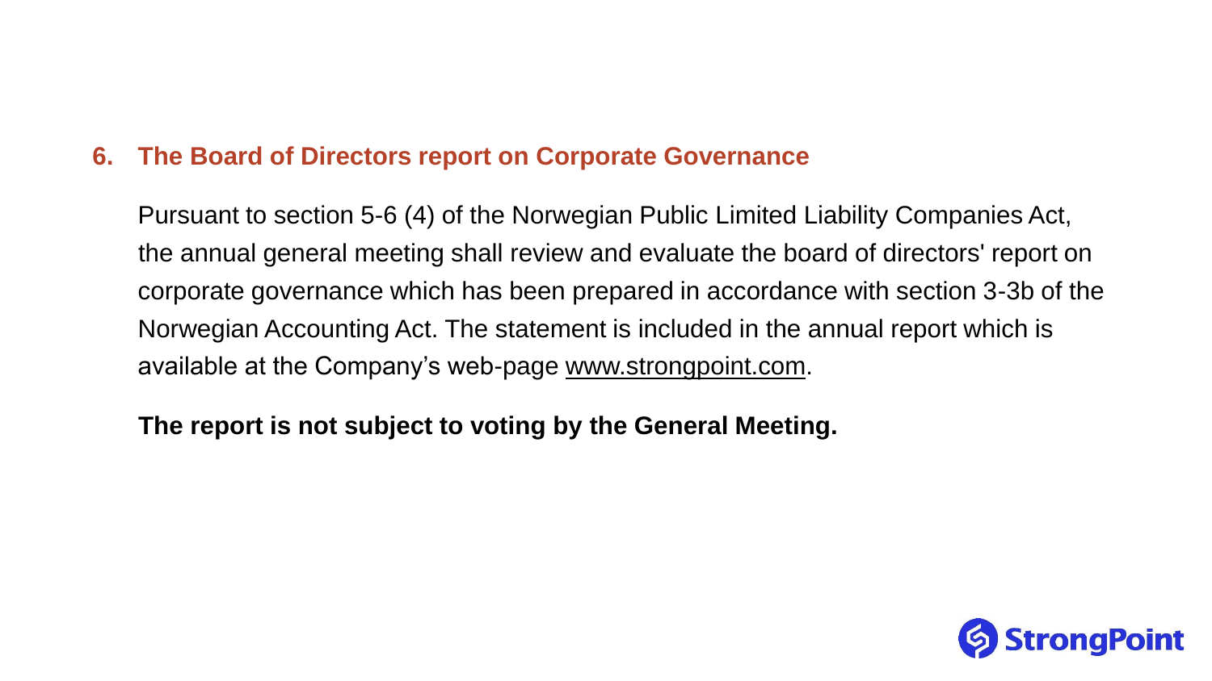## 6. The Board of Directors report on Corporate Governance

Pursuant to section 5-6 (4) of the Norwegian Public Limited Liability Companies Act, the annual general meeting shall review and evaluate the board of directors' report on corporate governance which has been prepared in accordance with section 3-3b of the Norwegian Accounting Act. The statement is included in the annual report which is available at the Company's web-page www.strongpoint.com.

**The report is not subject to voting by the General Meeting.**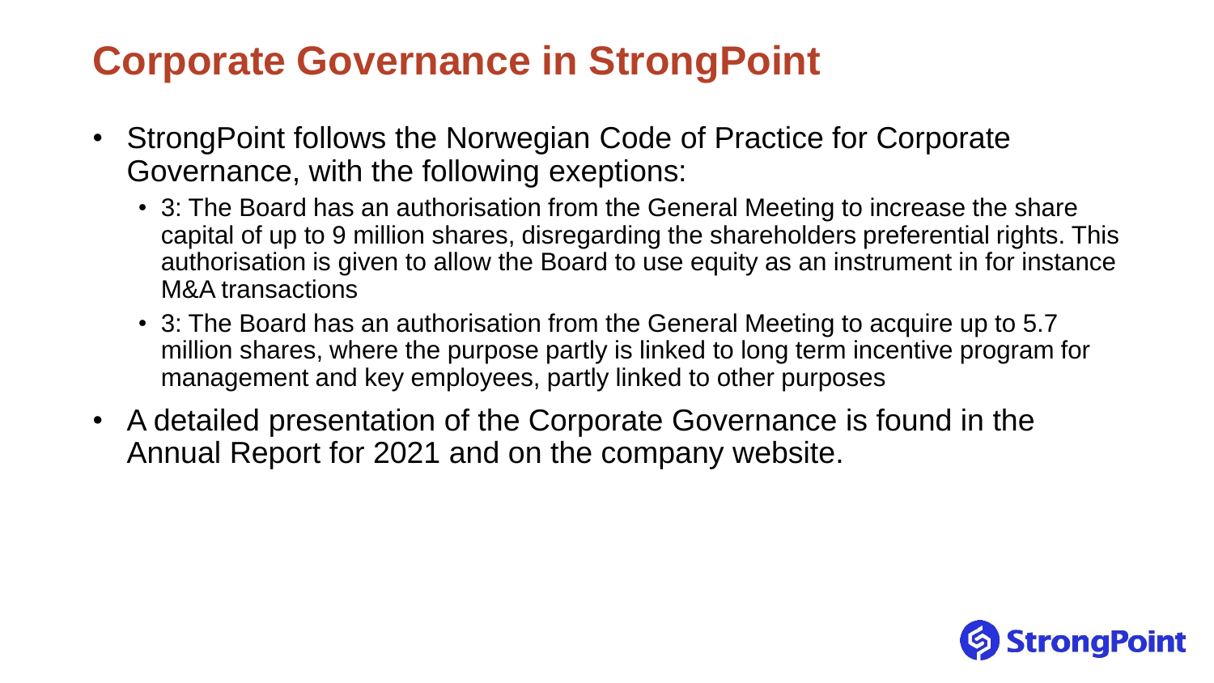# Corporate Governance in StrongPoint

- StrongPoint follows the Norwegian Code of Practice for Corporate Governance, with the following exeptions:
  - 3: The Board has an authorisation from the General Meeting to increase the share capital of up to 9 million shares, disregarding the shareholders preferential rights. This authorisation is given to allow the Board to use equity as an instrument in for instance M&A transactions
  - 3: The Board has an authorisation from the General Meeting to acquire up to 5.7 million shares, where the purpose partly is linked to long term incentive program for management and key employees, partly linked to other purposes
- A detailed presentation of the Corporate Governance is found in the Annual Report for 2021 and on the company website.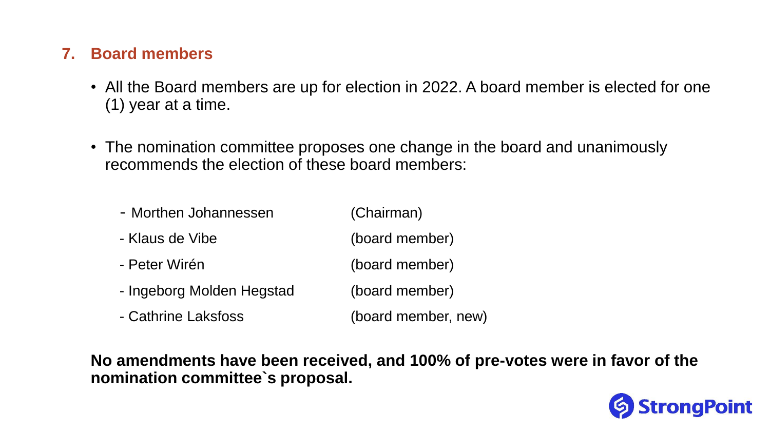## 7. Board members

- All the Board members are up for election in 2022. A board member is elected for one (1) year at a time.
- The nomination committee proposes one change in the board and unanimously recommends the election of these board members:

| | |
|---|---|
| - Morthen Johannessen | (Chairman) |
| - Klaus de Vibe | (board member) |
| - Peter Wirén | (board member) |
| - Ingeborg Molden Hegstad | (board member) |
| - Cathrine Laksfoss | (board member, new) |

**No amendments have been received, and 100% of pre-votes were in favor of the nomination committee`s proposal.**

StrongPoint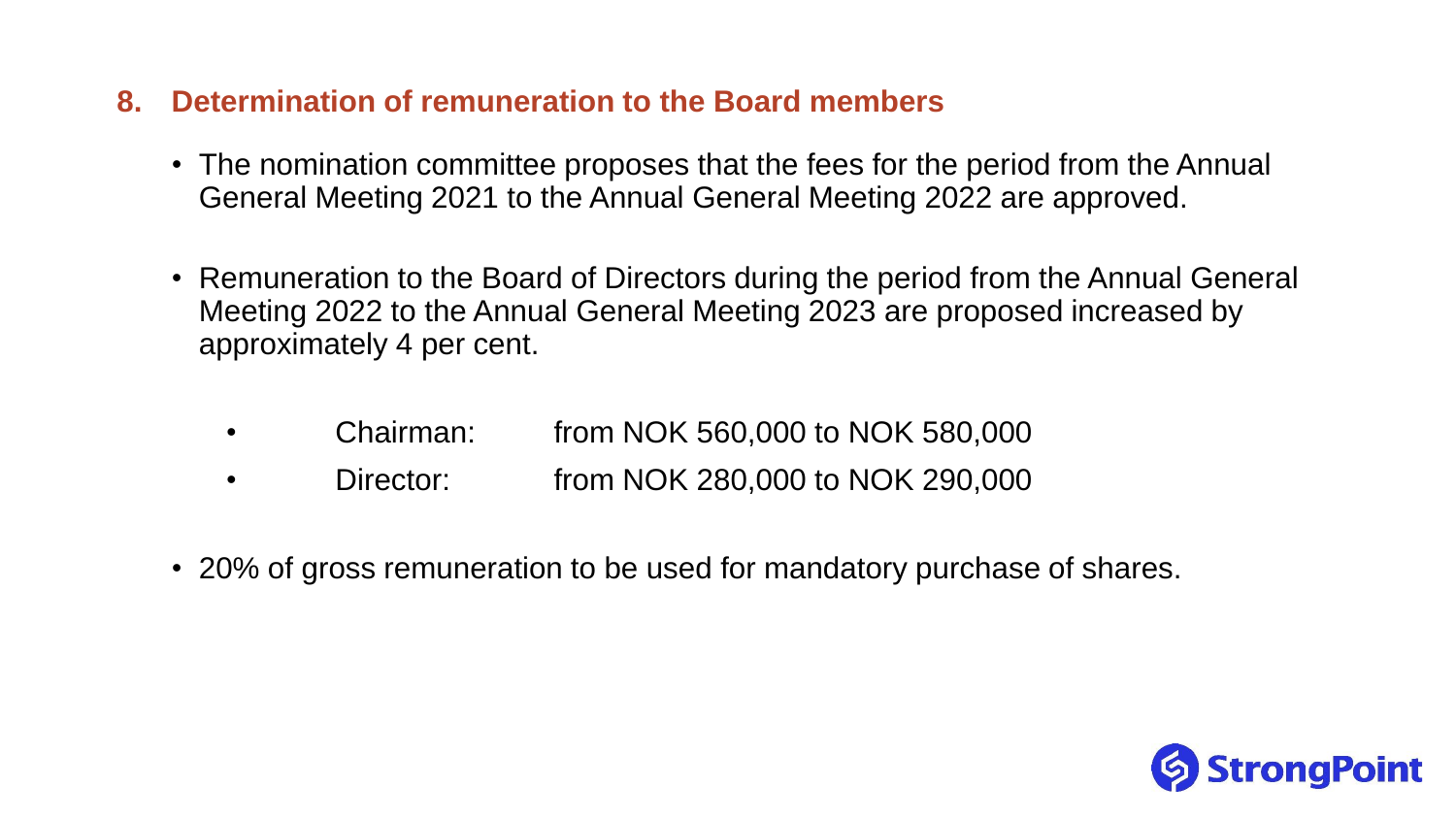## 8. Determination of remuneration to the Board members

- The nomination committee proposes that the fees for the period from the Annual General Meeting 2021 to the Annual General Meeting 2022 are approved.

- Remuneration to the Board of Directors during the period from the Annual General Meeting 2022 to the Annual General Meeting 2023 are proposed increased by approximately 4 per cent.

  - Chairman: from NOK 560,000 to NOK 580,000
  - Director: from NOK 280,000 to NOK 290,000

- 20% of gross remuneration to be used for mandatory purchase of shares.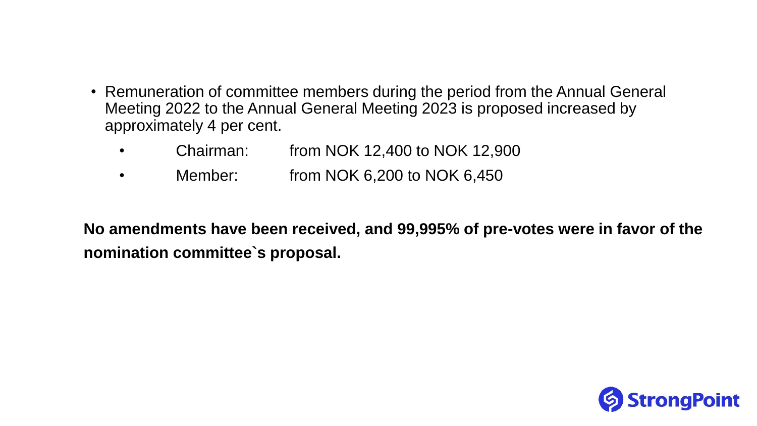- Remuneration of committee members during the period from the Annual General Meeting 2022 to the Annual General Meeting 2023 is proposed increased by approximately 4 per cent.
  - Chairman: from NOK 12,400 to NOK 12,900
  - Member: from NOK 6,200 to NOK 6,450

**No amendments have been received, and 99,995% of pre-votes were in favor of the nomination committee`s proposal.**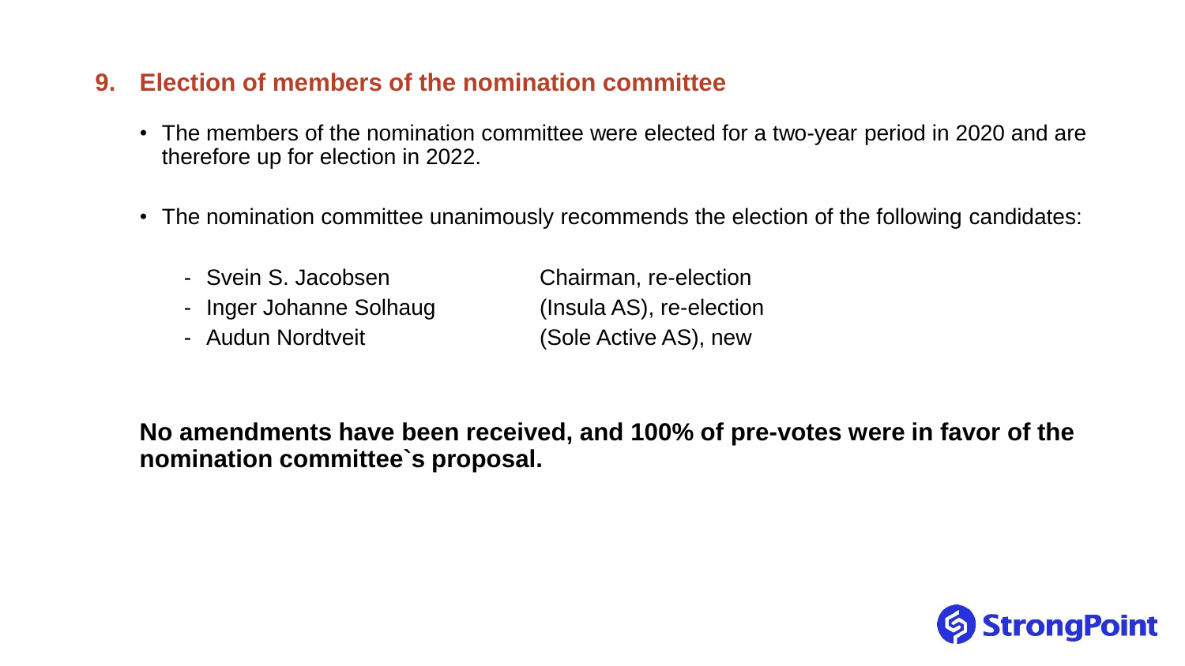## 9. Election of members of the nomination committee

- The members of the nomination committee were elected for a two-year period in 2020 and are therefore up for election in 2022.
- The nomination committee unanimously recommends the election of the following candidates:

  - Svein S. Jacobsen — Chairman, re-election
  - Inger Johanne Solhaug — (Insula AS), re-election
  - Audun Nordtveit — (Sole Active AS), new

**No amendments have been received, and 100% of pre-votes were in favor of the nomination committee`s proposal.**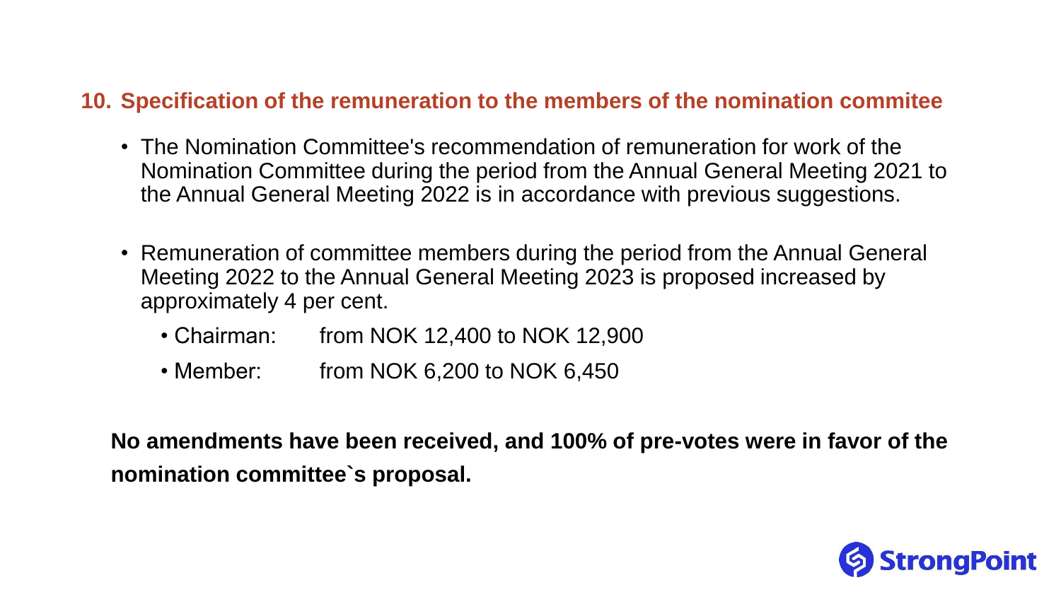## 10. Specification of the remuneration to the members of the nomination commitee

- The Nomination Committee's recommendation of remuneration for work of the Nomination Committee during the period from the Annual General Meeting 2021 to the Annual General Meeting 2022 is in accordance with previous suggestions.
- Remuneration of committee members during the period from the Annual General Meeting 2022 to the Annual General Meeting 2023 is proposed increased by approximately 4 per cent.
  - Chairman: from NOK 12,400 to NOK 12,900
  - Member: from NOK 6,200 to NOK 6,450

**No amendments have been received, and 100% of pre-votes were in favor of the nomination committee`s proposal.**

StrongPoint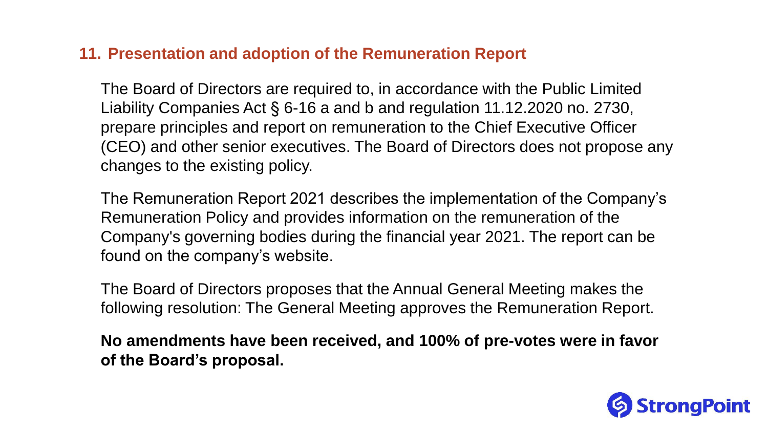## 11. Presentation and adoption of the Remuneration Report

The Board of Directors are required to, in accordance with the Public Limited Liability Companies Act § 6-16 a and b and regulation 11.12.2020 no. 2730, prepare principles and report on remuneration to the Chief Executive Officer (CEO) and other senior executives. The Board of Directors does not propose any changes to the existing policy.

The Remuneration Report 2021 describes the implementation of the Company's Remuneration Policy and provides information on the remuneration of the Company's governing bodies during the financial year 2021. The report can be found on the company's website.

The Board of Directors proposes that the Annual General Meeting makes the following resolution: The General Meeting approves the Remuneration Report.

**No amendments have been received, and 100% of pre-votes were in favor of the Board's proposal.**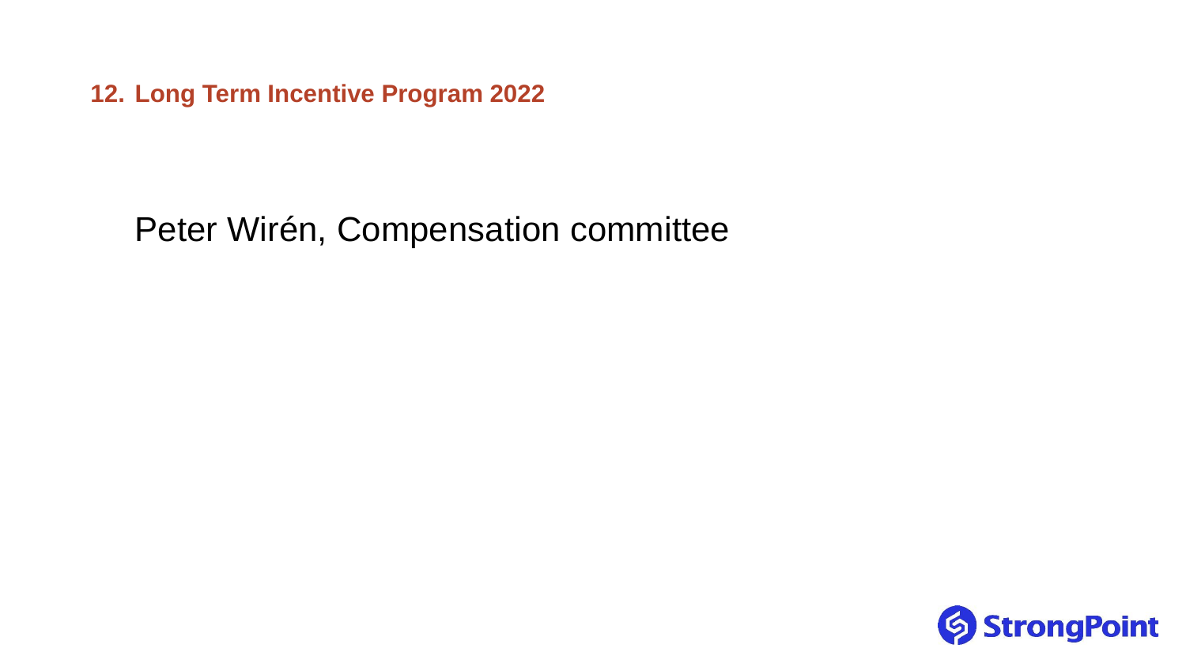## 12. Long Term Incentive Program 2022

Peter Wirén, Compensation committee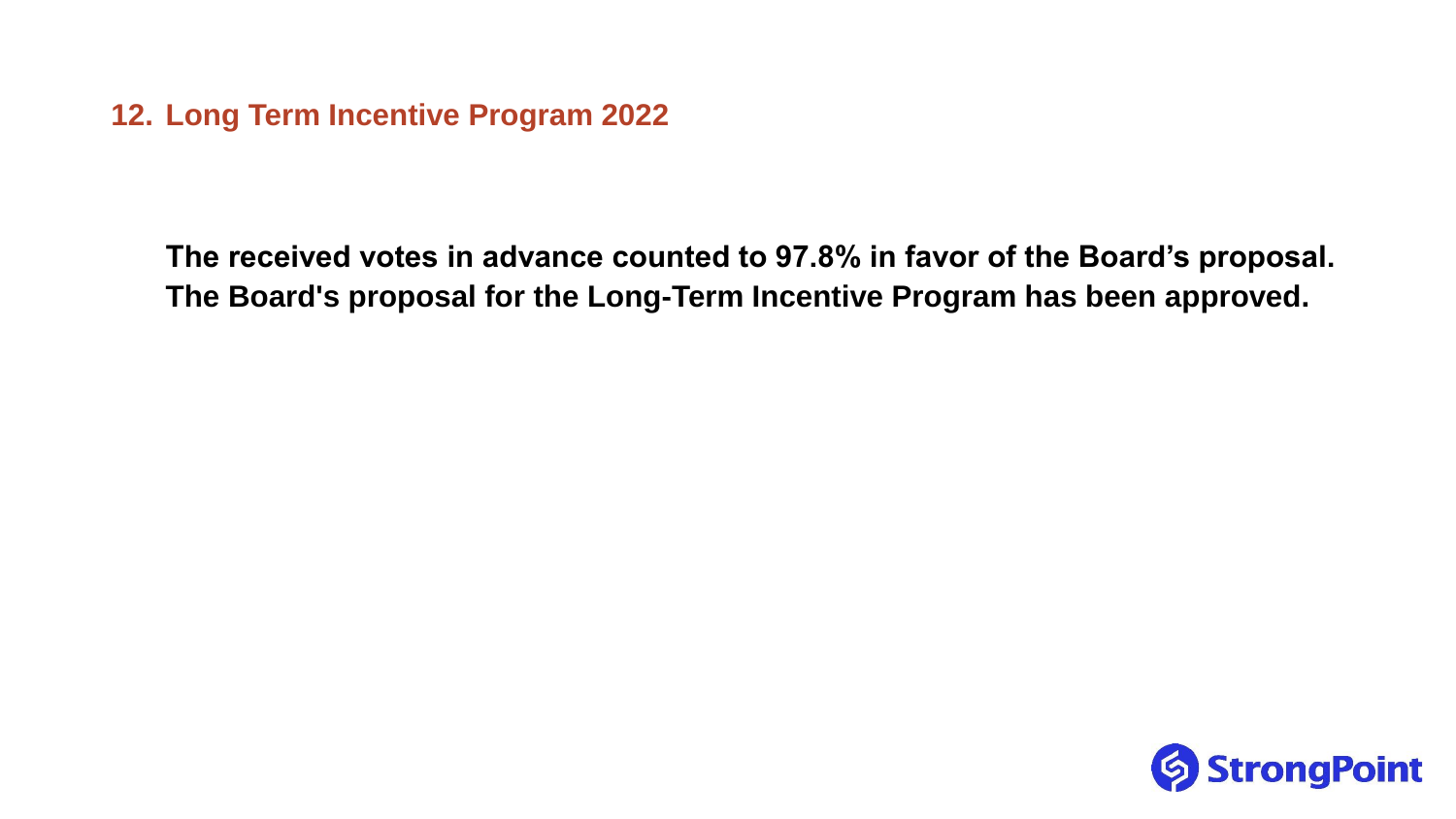## 12. Long Term Incentive Program 2022

**The received votes in advance counted to 97.8% in favor of the Board's proposal. The Board's proposal for the Long-Term Incentive Program has been approved.**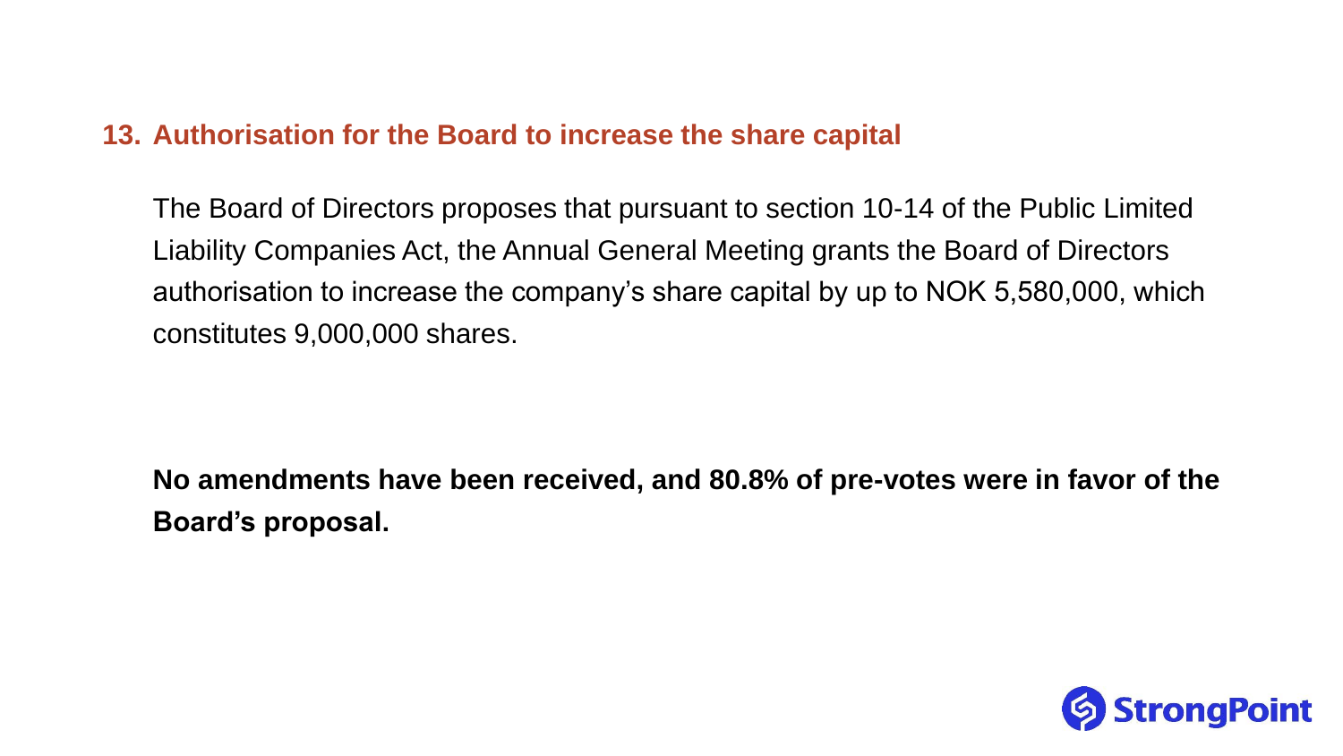## 13. Authorisation for the Board to increase the share capital

The Board of Directors proposes that pursuant to section 10-14 of the Public Limited Liability Companies Act, the Annual General Meeting grants the Board of Directors authorisation to increase the company's share capital by up to NOK 5,580,000, which constitutes 9,000,000 shares.

**No amendments have been received, and 80.8% of pre-votes were in favor of the Board's proposal.**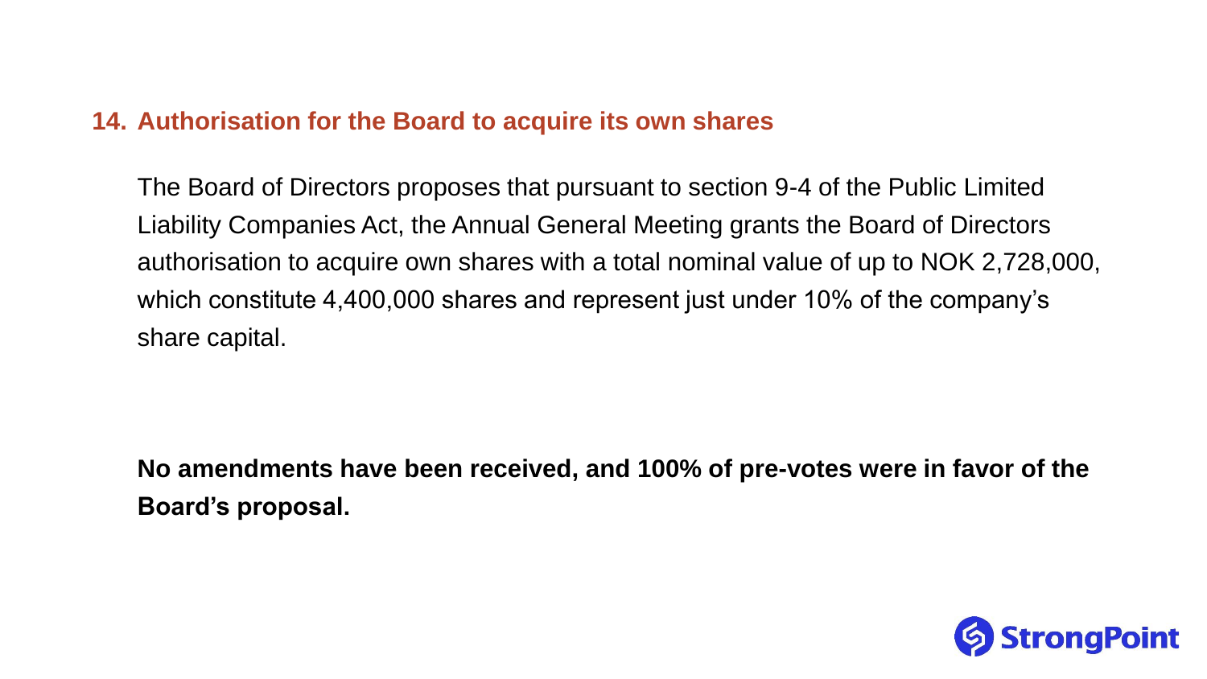## 14. Authorisation for the Board to acquire its own shares

The Board of Directors proposes that pursuant to section 9-4 of the Public Limited Liability Companies Act, the Annual General Meeting grants the Board of Directors authorisation to acquire own shares with a total nominal value of up to NOK 2,728,000, which constitute 4,400,000 shares and represent just under 10% of the company's share capital.

**No amendments have been received, and 100% of pre-votes were in favor of the Board's proposal.**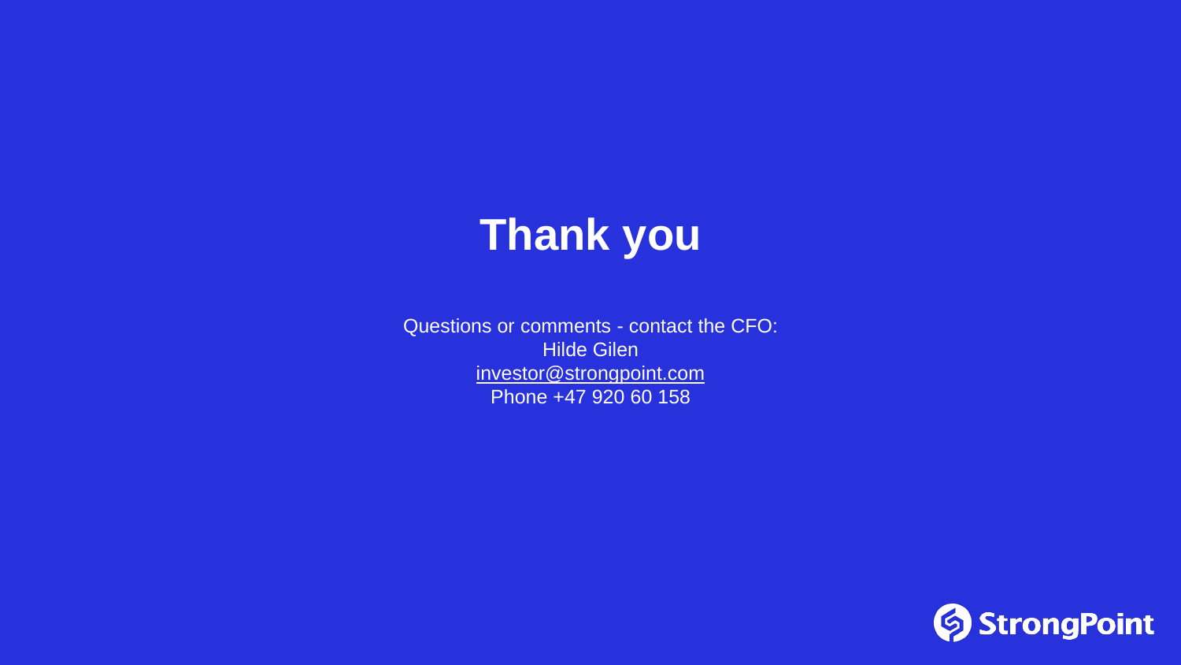# Thank you

Questions or comments - contact the CFO:
Hilde Gilen
investor@strongpoint.com
Phone +47 920 60 158

StrongPoint